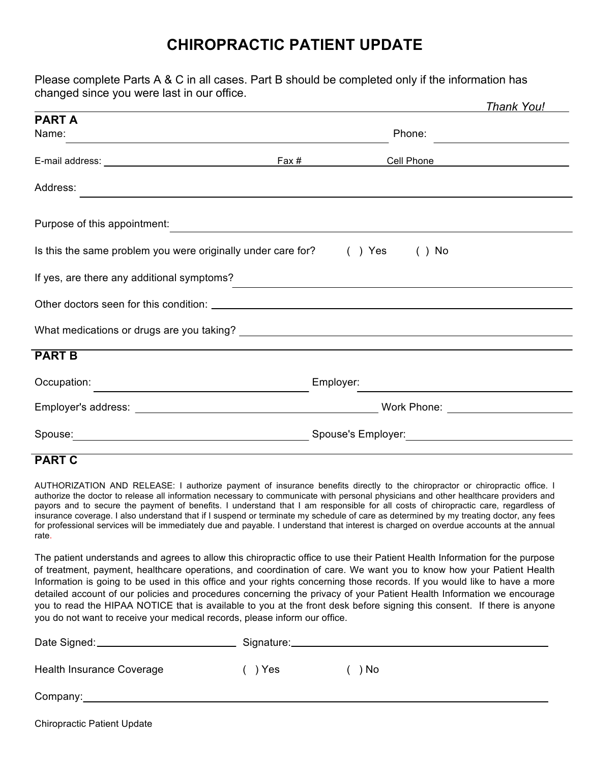# CHIROPRACTIC PATIENT UPDATE

Please complete Parts A & C in all cases. Part B should be completed only if the information has changed since you were last in our office.

*Thank You!*

## PART A

Name: ______________________________ Phone: ______________

E-mail address: ______________ Fax # ______________ Cell Phone ______________

Address: ______________________________

Purpose of this appointment: ______________________________

Is this the same problem you were originally under care for? ( ) Yes ( ) No

If yes, are there any additional symptoms? ______________________________

Other doctors seen for this condition: ______________________________

What medications or drugs are you taking? ______________________________

## PART B

Occupation: ______________ Employer: ______________

Employer's address: ______________ Work Phone: ______________

Spouse: ______________ Spouse's Employer: ______________

## PART C

AUTHORIZATION AND RELEASE: I authorize payment of insurance benefits directly to the chiropractor or chiropractic office. I authorize the doctor to release all information necessary to communicate with personal physicians and other healthcare providers and payors and to secure the payment of benefits. I understand that I am responsible for all costs of chiropractic care, regardless of insurance coverage. I also understand that if I suspend or terminate my schedule of care as determined by my treating doctor, any fees for professional services will be immediately due and payable. I understand that interest is charged on overdue accounts at the annual rate.

The patient understands and agrees to allow this chiropractic office to use their Patient Health Information for the purpose of treatment, payment, healthcare operations, and coordination of care. We want you to know how your Patient Health Information is going to be used in this office and your rights concerning those records. If you would like to have a more detailed account of our policies and procedures concerning the privacy of your Patient Health Information we encourage you to read the HIPAA NOTICE that is available to you at the front desk before signing this consent. If there is anyone you do not want to receive your medical records, please inform our office.

Date Signed: ______________ Signature: ______________________________

Health Insurance Coverage ( ) Yes ( ) No

Company: ______________________________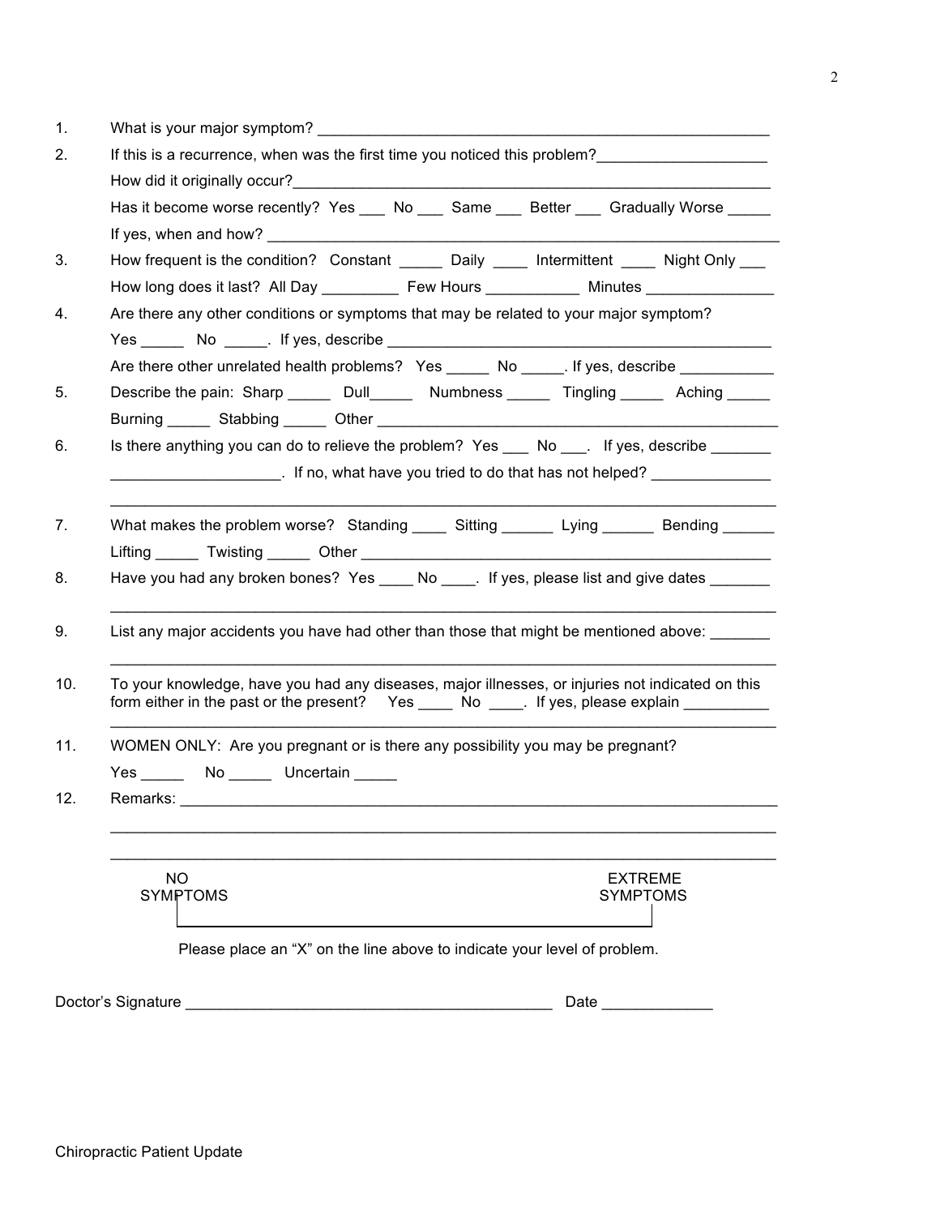1. What is your major symptom? ______________________________________________________

2. If this is a recurrence, when was the first time you noticed this problem?____________________

   How did it originally occur?_____________________________________________________

   Has it become worse recently? Yes ___ No ___ Same ___ Better ___ Gradually Worse _____

   If yes, when and how? _______________________________________________________________

3. How frequent is the condition? Constant _____ Daily ____ Intermittent ____ Night Only ___

   How long does it last? All Day _________ Few Hours ___________ Minutes _______________

4. Are there any other conditions or symptoms that may be related to your major symptom?

   Yes _____ No _____. If yes, describe ______________________________________________

   Are there other unrelated health problems? Yes _____ No _____. If yes, describe ___________

5. Describe the pain: Sharp _____ Dull_____ Numbness _____ Tingling _____ Aching _____

   Burning _____ Stabbing _____ Other ______________________________________________

6. Is there anything you can do to relieve the problem? Yes ___ No ___. If yes, describe _______

   ____________________. If no, what have you tried to do that has not helped? ______________

   ______________________________________________________________________________

7. What makes the problem worse? Standing ____ Sitting ______ Lying ______ Bending ______

   Lifting _____ Twisting _____ Other _________________________________________________

8. Have you had any broken bones? Yes ____ No ____. If yes, please list and give dates _______

   ______________________________________________________________________________

9. List any major accidents you have had other than those that might be mentioned above: _______

   ______________________________________________________________________________

10. To your knowledge, have you had any diseases, major illnesses, or injuries not indicated on this form either in the past or the present? Yes ____ No ____. If yes, please explain __________

    ______________________________________________________________________________

11. WOMEN ONLY: Are you pregnant or is there any possibility you may be pregnant?

    Yes _____ No _____ Uncertain _____

12. Remarks: _________________________________________________________________________

    ______________________________________________________________________________

    ______________________________________________________________________________

NO SYMPTOMS ________________________________________________ EXTREME SYMPTOMS

Please place an "X" on the line above to indicate your level of problem.

Doctor's Signature ____________________________________________ Date _____________

Chiropractic Patient Update